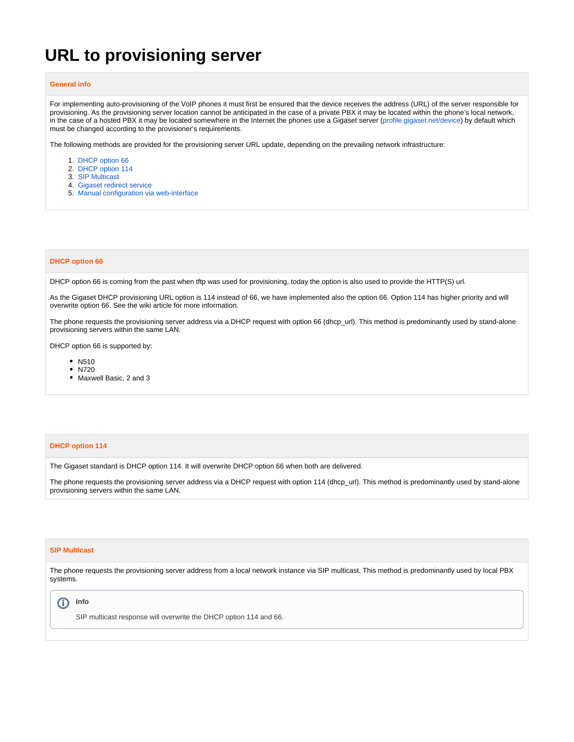# URL to provisioning server

## General info

For implementing auto-provisioning of the VoIP phones it must first be ensured that the device receives the address (URL) of the server responsible for provisioning. As the provisioning server location cannot be anticipated in the case of a private PBX it may be located within the phone's local network, in the case of a hosted PBX it may be located somewhere in the Internet the phones use a Gigaset server (profile.gigaset.net/device) by default which must be changed according to the provisioner's requirements.

The following methods are provided for the provisioning server URL update, depending on the prevailing network infrastructure:

1. DHCP option 66
2. DHCP option 114
3. SIP Multicast
4. Gigaset redirect service
5. Manual configuration via web-interface

## DHCP option 66

DHCP option 66 is coming from the past when tftp was used for provisioning, today the option is also used to provide the HTTP(S) url.

As the Gigaset DHCP provisioning URL option is 114 instead of 66, we have implemented also the option 66. Option 114 has higher priority and will overwrite option 66. See the wiki article for more information.

The phone requests the provisioning server address via a DHCP request with option 66 (dhcp_url). This method is predominantly used by stand-alone provisioning servers within the same LAN.

DHCP option 66 is supported by:

- N510
- N720
- Maxwell Basic, 2 and 3

## DHCP option 114

The Gigaset standard is DHCP option 114. It will overwrite DHCP option 66 when both are delivered.

The phone requests the provisioning server address via a DHCP request with option 114 (dhcp_url). This method is predominantly used by stand-alone provisioning servers within the same LAN.

## SIP Multicast

The phone requests the provisioning server address from a local network instance via SIP multicast. This method is predominantly used by local PBX systems.

> **Info**
>
> SIP multicast response will overwrite the DHCP option 114 and 66.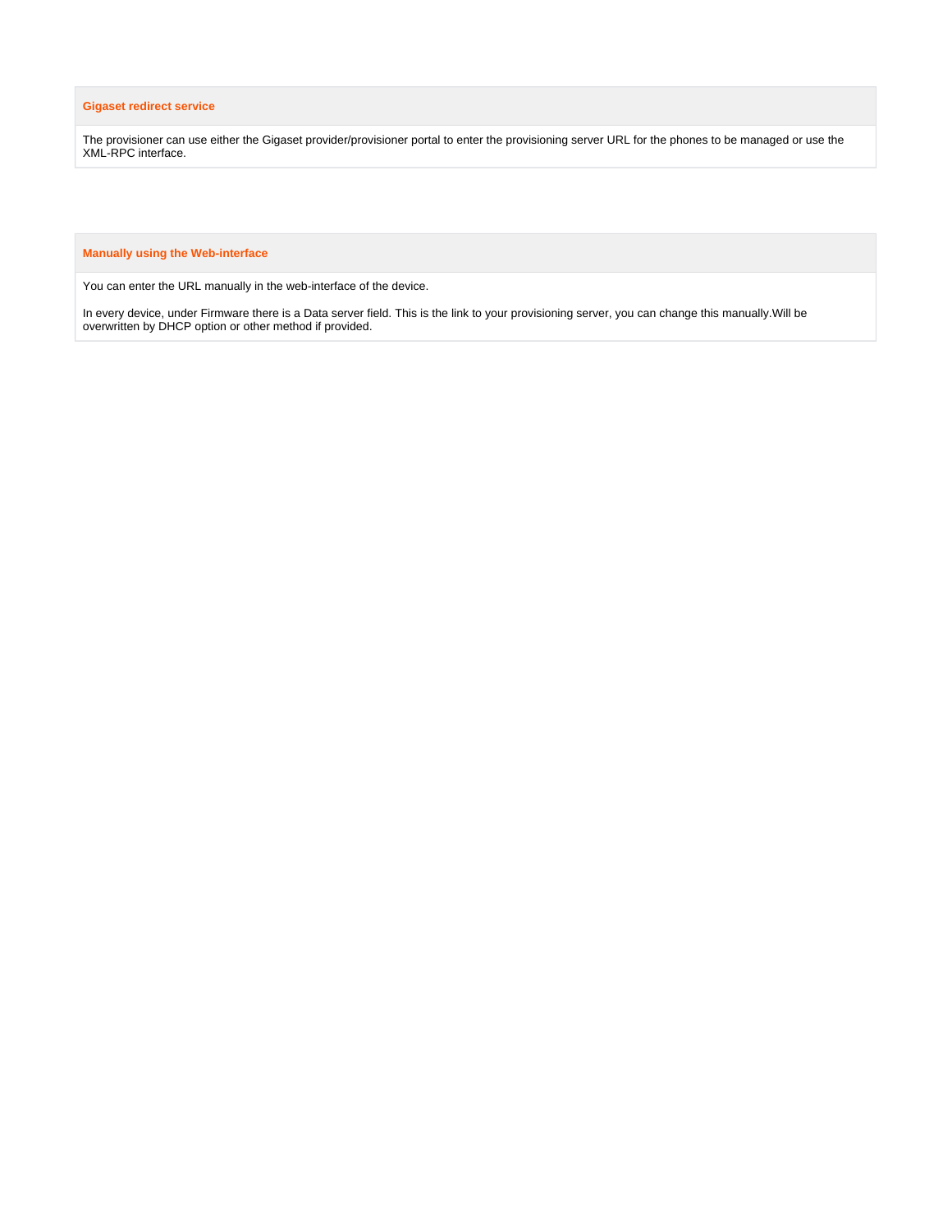**Gigaset redirect service**

The provisioner can use either the Gigaset provider/provisioner portal to enter the provisioning server URL for the phones to be managed or use the XML-RPC interface.

**Manually using the Web-interface**

You can enter the URL manually in the web-interface of the device.

In every device, under Firmware there is a Data server field. This is the link to your provisioning server, you can change this manually.Will be overwritten by DHCP option or other method if provided.